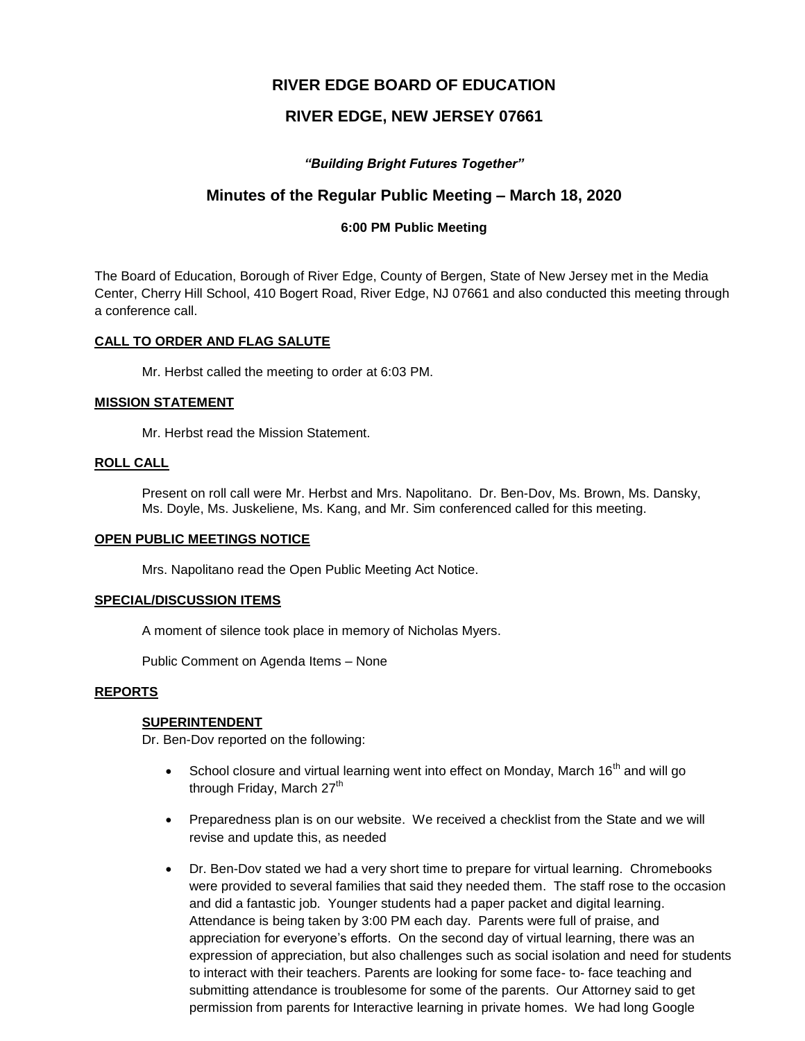# RIVER EDGE BOARD OF EDUCATION

# RIVER EDGE, NEW JERSEY 07661

*"Building Bright Futures Together"*

## Minutes of the Regular Public Meeting – March 18, 2020

### 6:00 PM Public Meeting

The Board of Education, Borough of River Edge, County of Bergen, State of New Jersey met in the Media Center, Cherry Hill School, 410 Bogert Road, River Edge, NJ 07661 and also conducted this meeting through a conference call.

**CALL TO ORDER AND FLAG SALUTE**

Mr. Herbst called the meeting to order at 6:03 PM.

**MISSION STATEMENT**

Mr. Herbst read the Mission Statement.

**ROLL CALL**

Present on roll call were Mr. Herbst and Mrs. Napolitano. Dr. Ben-Dov, Ms. Brown, Ms. Dansky, Ms. Doyle, Ms. Juskeliene, Ms. Kang, and Mr. Sim conferenced called for this meeting.

**OPEN PUBLIC MEETINGS NOTICE**

Mrs. Napolitano read the Open Public Meeting Act Notice.

**SPECIAL/DISCUSSION ITEMS**

A moment of silence took place in memory of Nicholas Myers.

Public Comment on Agenda Items – None

**REPORTS**

**SUPERINTENDENT**

Dr. Ben-Dov reported on the following:

- School closure and virtual learning went into effect on Monday, March 16th and will go through Friday, March 27th
- Preparedness plan is on our website. We received a checklist from the State and we will revise and update this, as needed
- Dr. Ben-Dov stated we had a very short time to prepare for virtual learning. Chromebooks were provided to several families that said they needed them. The staff rose to the occasion and did a fantastic job. Younger students had a paper packet and digital learning. Attendance is being taken by 3:00 PM each day. Parents were full of praise, and appreciation for everyone's efforts. On the second day of virtual learning, there was an expression of appreciation, but also challenges such as social isolation and need for students to interact with their teachers. Parents are looking for some face- to- face teaching and submitting attendance is troublesome for some of the parents. Our Attorney said to get permission from parents for Interactive learning in private homes. We had long Google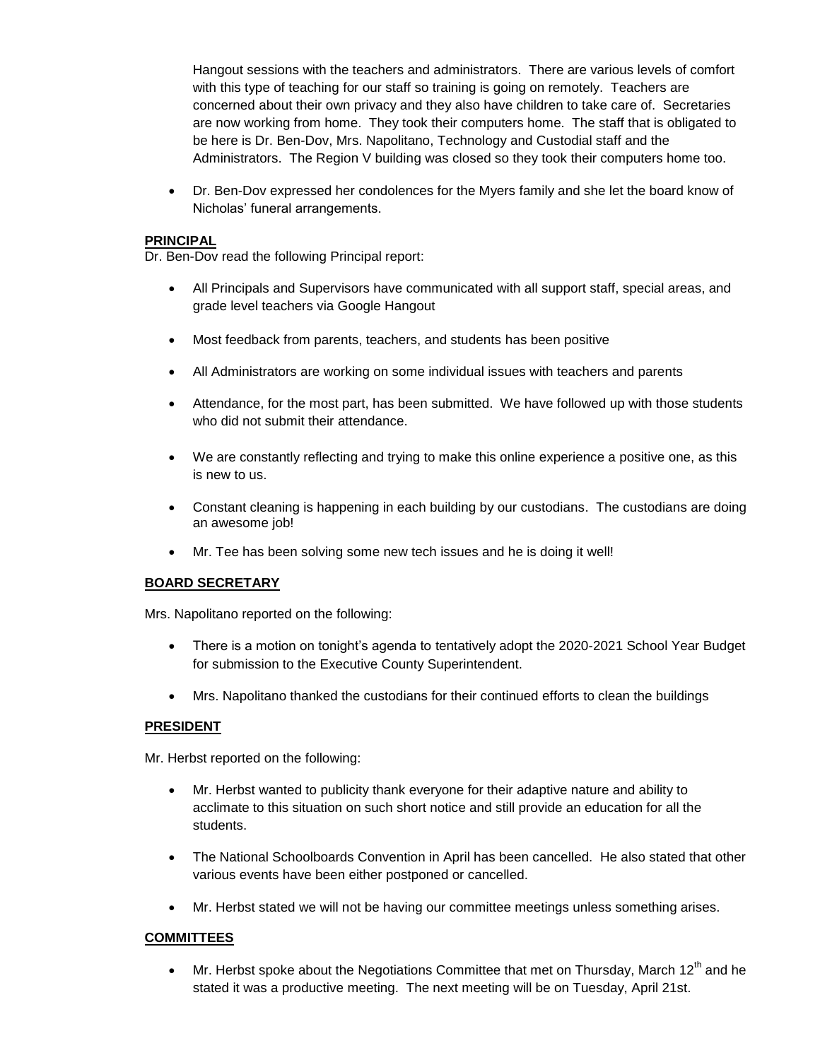Hangout sessions with the teachers and administrators. There are various levels of comfort with this type of teaching for our staff so training is going on remotely. Teachers are concerned about their own privacy and they also have children to take care of. Secretaries are now working from home. They took their computers home. The staff that is obligated to be here is Dr. Ben-Dov, Mrs. Napolitano, Technology and Custodial staff and the Administrators. The Region V building was closed so they took their computers home too.

- Dr. Ben-Dov expressed her condolences for the Myers family and she let the board know of Nicholas' funeral arrangements.

**PRINCIPAL**

Dr. Ben-Dov read the following Principal report:

- All Principals and Supervisors have communicated with all support staff, special areas, and grade level teachers via Google Hangout
- Most feedback from parents, teachers, and students has been positive
- All Administrators are working on some individual issues with teachers and parents
- Attendance, for the most part, has been submitted. We have followed up with those students who did not submit their attendance.
- We are constantly reflecting and trying to make this online experience a positive one, as this is new to us.
- Constant cleaning is happening in each building by our custodians. The custodians are doing an awesome job!
- Mr. Tee has been solving some new tech issues and he is doing it well!

**BOARD SECRETARY**

Mrs. Napolitano reported on the following:

- There is a motion on tonight's agenda to tentatively adopt the 2020-2021 School Year Budget for submission to the Executive County Superintendent.
- Mrs. Napolitano thanked the custodians for their continued efforts to clean the buildings

**PRESIDENT**

Mr. Herbst reported on the following:

- Mr. Herbst wanted to publicity thank everyone for their adaptive nature and ability to acclimate to this situation on such short notice and still provide an education for all the students.
- The National Schoolboards Convention in April has been cancelled. He also stated that other various events have been either postponed or cancelled.
- Mr. Herbst stated we will not be having our committee meetings unless something arises.

**COMMITTEES**

- Mr. Herbst spoke about the Negotiations Committee that met on Thursday, March 12th and he stated it was a productive meeting. The next meeting will be on Tuesday, April 21st.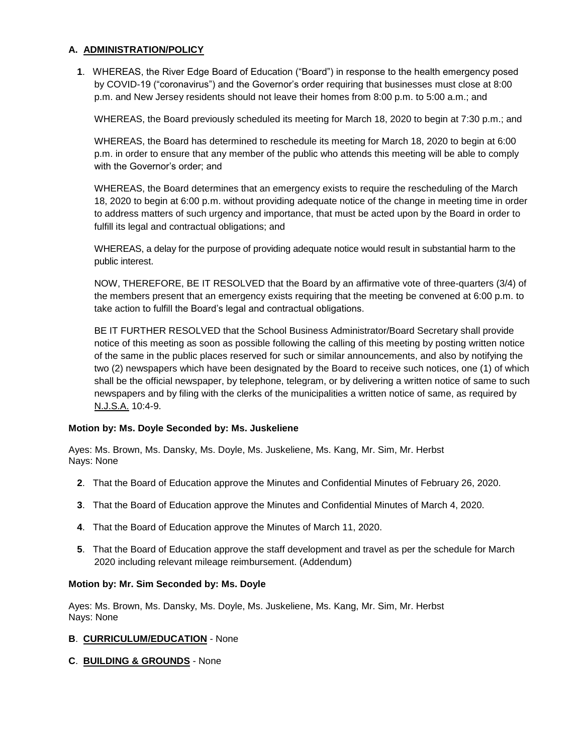## A. **ADMINISTRATION/POLICY**

**1**. WHEREAS, the River Edge Board of Education ("Board") in response to the health emergency posed by COVID-19 ("coronavirus") and the Governor's order requiring that businesses must close at 8:00 p.m. and New Jersey residents should not leave their homes from 8:00 p.m. to 5:00 a.m.; and

WHEREAS, the Board previously scheduled its meeting for March 18, 2020 to begin at 7:30 p.m.; and

WHEREAS, the Board has determined to reschedule its meeting for March 18, 2020 to begin at 6:00 p.m. in order to ensure that any member of the public who attends this meeting will be able to comply with the Governor's order; and

WHEREAS, the Board determines that an emergency exists to require the rescheduling of the March 18, 2020 to begin at 6:00 p.m. without providing adequate notice of the change in meeting time in order to address matters of such urgency and importance, that must be acted upon by the Board in order to fulfill its legal and contractual obligations; and

WHEREAS, a delay for the purpose of providing adequate notice would result in substantial harm to the public interest.

NOW, THEREFORE, BE IT RESOLVED that the Board by an affirmative vote of three-quarters (3/4) of the members present that an emergency exists requiring that the meeting be convened at 6:00 p.m. to take action to fulfill the Board's legal and contractual obligations.

BE IT FURTHER RESOLVED that the School Business Administrator/Board Secretary shall provide notice of this meeting as soon as possible following the calling of this meeting by posting written notice of the same in the public places reserved for such or similar announcements, and also by notifying the two (2) newspapers which have been designated by the Board to receive such notices, one (1) of which shall be the official newspaper, by telephone, telegram, or by delivering a written notice of same to such newspapers and by filing with the clerks of the municipalities a written notice of same, as required by N.J.S.A. 10:4-9.

**Motion by: Ms. Doyle Seconded by: Ms. Juskeliene**

Ayes: Ms. Brown, Ms. Dansky, Ms. Doyle, Ms. Juskeliene, Ms. Kang, Mr. Sim, Mr. Herbst
Nays: None

**2**. That the Board of Education approve the Minutes and Confidential Minutes of February 26, 2020.

**3**. That the Board of Education approve the Minutes and Confidential Minutes of March 4, 2020.

**4**. That the Board of Education approve the Minutes of March 11, 2020.

**5**. That the Board of Education approve the staff development and travel as per the schedule for March 2020 including relevant mileage reimbursement. (Addendum)

**Motion by: Mr. Sim Seconded by: Ms. Doyle**

Ayes: Ms. Brown, Ms. Dansky, Ms. Doyle, Ms. Juskeliene, Ms. Kang, Mr. Sim, Mr. Herbst
Nays: None

## B. **CURRICULUM/EDUCATION** - None

## C. **BUILDING & GROUNDS** - None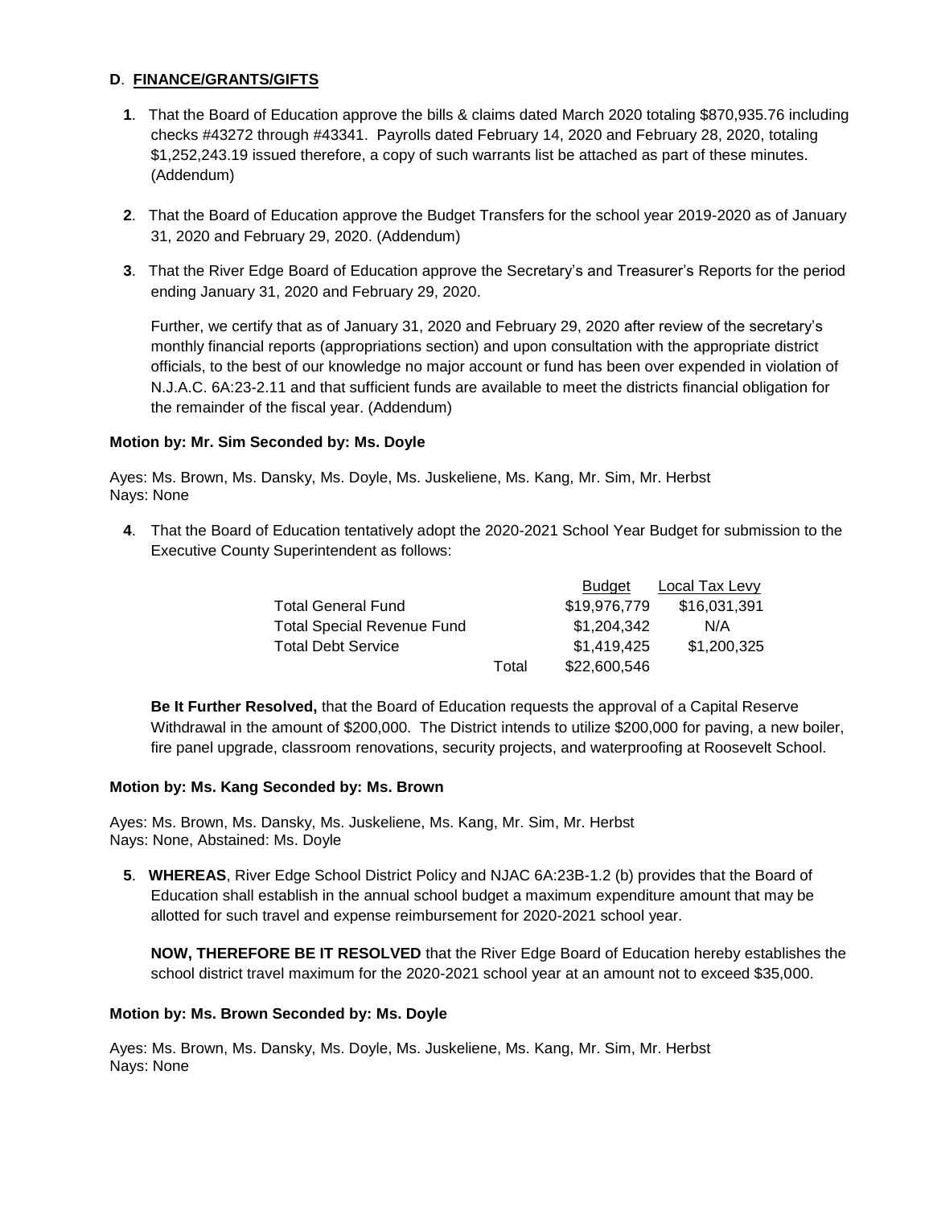**D**. **FINANCE/GRANTS/GIFTS**

**1**. That the Board of Education approve the bills & claims dated March 2020 totaling $870,935.76 including checks #43272 through #43341. Payrolls dated February 14, 2020 and February 28, 2020, totaling $1,252,243.19 issued therefore, a copy of such warrants list be attached as part of these minutes. (Addendum)

**2**. That the Board of Education approve the Budget Transfers for the school year 2019-2020 as of January 31, 2020 and February 29, 2020. (Addendum)

**3**. That the River Edge Board of Education approve the Secretary's and Treasurer's Reports for the period ending January 31, 2020 and February 29, 2020.

Further, we certify that as of January 31, 2020 and February 29, 2020 after review of the secretary's monthly financial reports (appropriations section) and upon consultation with the appropriate district officials, to the best of our knowledge no major account or fund has been over expended in violation of N.J.A.C. 6A:23-2.11 and that sufficient funds are available to meet the districts financial obligation for the remainder of the fiscal year. (Addendum)

**Motion by: Mr. Sim Seconded by: Ms. Doyle**

Ayes: Ms. Brown, Ms. Dansky, Ms. Doyle, Ms. Juskeliene, Ms. Kang, Mr. Sim, Mr. Herbst
Nays: None

**4**. That the Board of Education tentatively adopt the 2020-2021 School Year Budget for submission to the Executive County Superintendent as follows:

| | | Budget | Local Tax Levy |
|---|---|---|---|
| Total General Fund | | $19,976,779 | $16,031,391 |
| Total Special Revenue Fund | | $1,204,342 | N/A |
| Total Debt Service | | $1,419,425 | $1,200,325 |
| | Total | $22,600,546 | |

**Be It Further Resolved,** that the Board of Education requests the approval of a Capital Reserve Withdrawal in the amount of $200,000. The District intends to utilize $200,000 for paving, a new boiler, fire panel upgrade, classroom renovations, security projects, and waterproofing at Roosevelt School.

**Motion by: Ms. Kang Seconded by: Ms. Brown**

Ayes: Ms. Brown, Ms. Dansky, Ms. Juskeliene, Ms. Kang, Mr. Sim, Mr. Herbst
Nays: None, Abstained: Ms. Doyle

**5**. **WHEREAS**, River Edge School District Policy and NJAC 6A:23B-1.2 (b) provides that the Board of Education shall establish in the annual school budget a maximum expenditure amount that may be allotted for such travel and expense reimbursement for 2020-2021 school year.

**NOW, THEREFORE BE IT RESOLVED** that the River Edge Board of Education hereby establishes the school district travel maximum for the 2020-2021 school year at an amount not to exceed $35,000.

**Motion by: Ms. Brown Seconded by: Ms. Doyle**

Ayes: Ms. Brown, Ms. Dansky, Ms. Doyle, Ms. Juskeliene, Ms. Kang, Mr. Sim, Mr. Herbst
Nays: None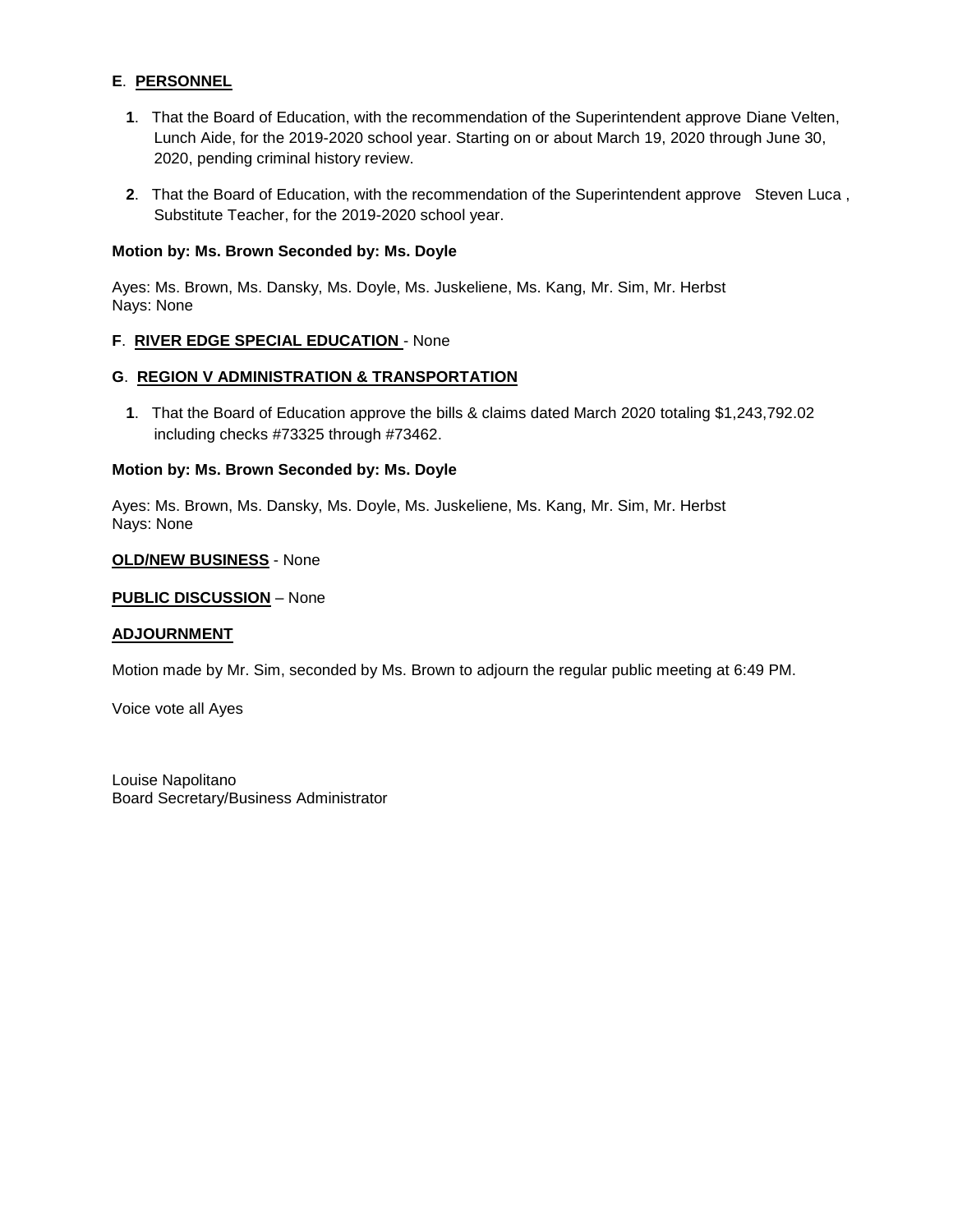**E**. **PERSONNEL**

**1**. That the Board of Education, with the recommendation of the Superintendent approve Diane Velten, Lunch Aide, for the 2019-2020 school year. Starting on or about March 19, 2020 through June 30, 2020, pending criminal history review.

**2**. That the Board of Education, with the recommendation of the Superintendent approve Steven Luca , Substitute Teacher, for the 2019-2020 school year.

**Motion by: Ms. Brown Seconded by: Ms. Doyle**

Ayes: Ms. Brown, Ms. Dansky, Ms. Doyle, Ms. Juskeliene, Ms. Kang, Mr. Sim, Mr. Herbst
Nays: None

**F**. **RIVER EDGE SPECIAL EDUCATION** - None

**G**. **REGION V ADMINISTRATION & TRANSPORTATION**

**1**. That the Board of Education approve the bills & claims dated March 2020 totaling $1,243,792.02 including checks #73325 through #73462.

**Motion by: Ms. Brown Seconded by: Ms. Doyle**

Ayes: Ms. Brown, Ms. Dansky, Ms. Doyle, Ms. Juskeliene, Ms. Kang, Mr. Sim, Mr. Herbst
Nays: None

**OLD/NEW BUSINESS** - None

**PUBLIC DISCUSSION** – None

**ADJOURNMENT**

Motion made by Mr. Sim, seconded by Ms. Brown to adjourn the regular public meeting at 6:49 PM.

Voice vote all Ayes

Louise Napolitano
Board Secretary/Business Administrator